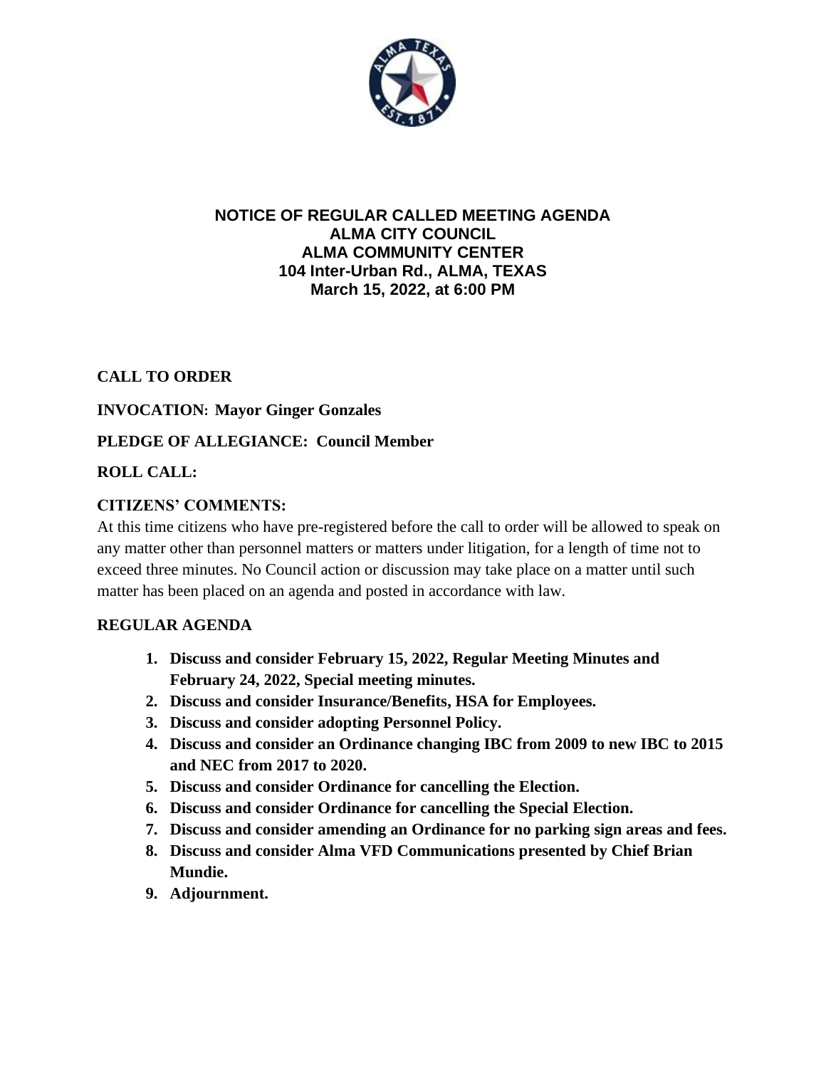# NOTICE OF REGULAR CALLED MEETING AGENDA
## ALMA CITY COUNCIL
## ALMA COMMUNITY CENTER
## 104 Inter-Urban Rd., ALMA, TEXAS
## March 15, 2022, at 6:00 PM

**CALL TO ORDER**

**INVOCATION: Mayor Ginger Gonzales**

**PLEDGE OF ALLEGIANCE: Council Member**

**ROLL CALL:**

**CITIZENS' COMMENTS:**

At this time citizens who have pre-registered before the call to order will be allowed to speak on any matter other than personnel matters or matters under litigation, for a length of time not to exceed three minutes. No Council action or discussion may take place on a matter until such matter has been placed on an agenda and posted in accordance with law.

**REGULAR AGENDA**

1. **Discuss and consider February 15, 2022, Regular Meeting Minutes and February 24, 2022, Special meeting minutes.**
2. **Discuss and consider Insurance/Benefits, HSA for Employees.**
3. **Discuss and consider adopting Personnel Policy.**
4. **Discuss and consider an Ordinance changing IBC from 2009 to new IBC to 2015 and NEC from 2017 to 2020.**
5. **Discuss and consider Ordinance for cancelling the Election.**
6. **Discuss and consider Ordinance for cancelling the Special Election.**
7. **Discuss and consider amending an Ordinance for no parking sign areas and fees.**
8. **Discuss and consider Alma VFD Communications presented by Chief Brian Mundie.**
9. **Adjournment.**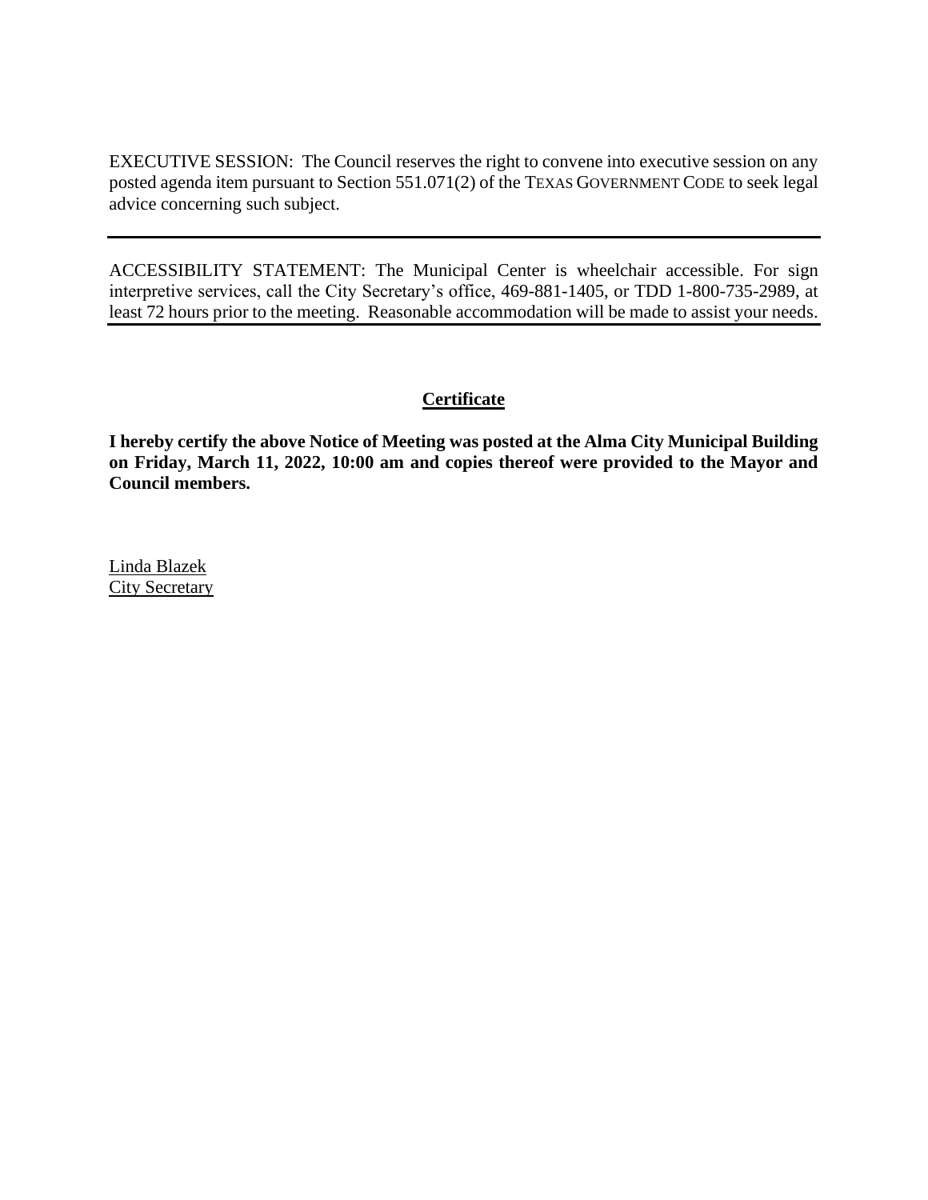EXECUTIVE SESSION: The Council reserves the right to convene into executive session on any posted agenda item pursuant to Section 551.071(2) of the TEXAS GOVERNMENT CODE to seek legal advice concerning such subject.

---

ACCESSIBILITY STATEMENT: The Municipal Center is wheelchair accessible. For sign interpretive services, call the City Secretary's office, 469-881-1405, or TDD 1-800-735-2989, at least 72 hours prior to the meeting. Reasonable accommodation will be made to assist your needs.

---

## Certificate

**I hereby certify the above Notice of Meeting was posted at the Alma City Municipal Building on Friday, March 11, 2022, 10:00 am and copies thereof were provided to the Mayor and Council members.**

Linda Blazek
City Secretary